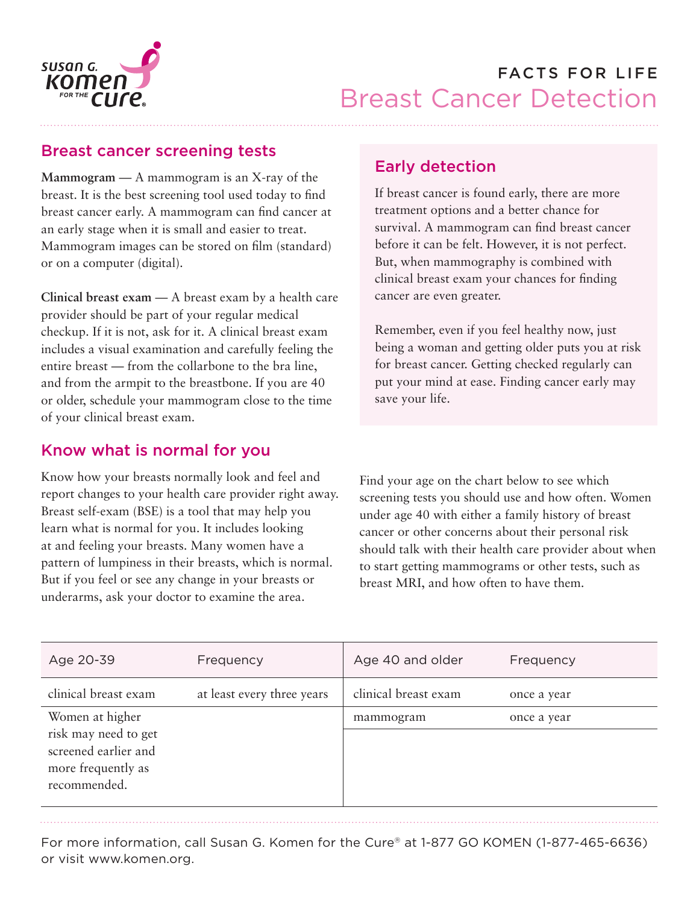FACTS FOR LIFE

# Breast Cancer Detection

## Breast cancer screening tests

**Mammogram** — A mammogram is an X-ray of the breast. It is the best screening tool used today to find breast cancer early. A mammogram can find cancer at an early stage when it is small and easier to treat. Mammogram images can be stored on film (standard) or on a computer (digital).

**Clinical breast exam** — A breast exam by a health care provider should be part of your regular medical checkup. If it is not, ask for it. A clinical breast exam includes a visual examination and carefully feeling the entire breast — from the collarbone to the bra line, and from the armpit to the breastbone. If you are 40 or older, schedule your mammogram close to the time of your clinical breast exam.

## Early detection

If breast cancer is found early, there are more treatment options and a better chance for survival. A mammogram can find breast cancer before it can be felt. However, it is not perfect. But, when mammography is combined with clinical breast exam your chances for finding cancer are even greater.

Remember, even if you feel healthy now, just being a woman and getting older puts you at risk for breast cancer. Getting checked regularly can put your mind at ease. Finding cancer early may save your life.

## Know what is normal for you

Know how your breasts normally look and feel and report changes to your health care provider right away. Breast self-exam (BSE) is a tool that may help you learn what is normal for you. It includes looking at and feeling your breasts. Many women have a pattern of lumpiness in their breasts, which is normal. But if you feel or see any change in your breasts or underarms, ask your doctor to examine the area.

Find your age on the chart below to see which screening tests you should use and how often. Women under age 40 with either a family history of breast cancer or other concerns about their personal risk should talk with their health care provider about when to start getting mammograms or other tests, such as breast MRI, and how often to have them.

| Age 20-39 | Frequency | Age 40 and older | Frequency |
|---|---|---|---|
| clinical breast exam | at least every three years | clinical breast exam | once a year |
| Women at higher risk may need to get screened earlier and more frequently as recommended. | | mammogram | once a year |

For more information, call Susan G. Komen for the Cure® at 1-877 GO KOMEN (1-877-465-6636) or visit www.komen.org.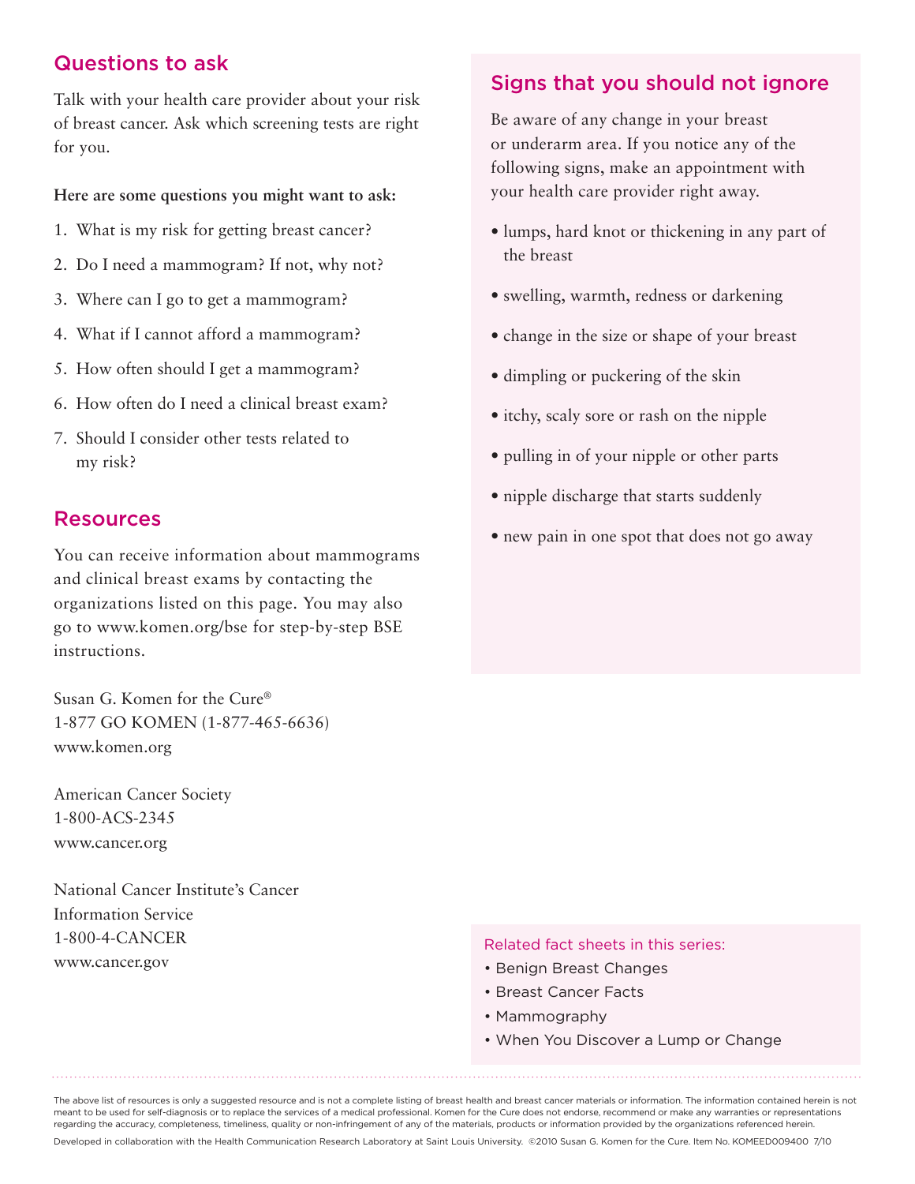## Questions to ask

Talk with your health care provider about your risk of breast cancer. Ask which screening tests are right for you.

**Here are some questions you might want to ask:**

1. What is my risk for getting breast cancer?
2. Do I need a mammogram? If not, why not?
3. Where can I go to get a mammogram?
4. What if I cannot afford a mammogram?
5. How often should I get a mammogram?
6. How often do I need a clinical breast exam?
7. Should I consider other tests related to my risk?

## Resources

You can receive information about mammograms and clinical breast exams by contacting the organizations listed on this page. You may also go to www.komen.org/bse for step-by-step BSE instructions.

Susan G. Komen for the Cure®
1-877 GO KOMEN (1-877-465-6636)
www.komen.org

American Cancer Society
1-800-ACS-2345
www.cancer.org

National Cancer Institute's Cancer Information Service
1-800-4-CANCER
www.cancer.gov

## Signs that you should not ignore

Be aware of any change in your breast or underarm area. If you notice any of the following signs, make an appointment with your health care provider right away.

- lumps, hard knot or thickening in any part of the breast
- swelling, warmth, redness or darkening
- change in the size or shape of your breast
- dimpling or puckering of the skin
- itchy, scaly sore or rash on the nipple
- pulling in of your nipple or other parts
- nipple discharge that starts suddenly
- new pain in one spot that does not go away

Related fact sheets in this series:

- Benign Breast Changes
- Breast Cancer Facts
- Mammography
- When You Discover a Lump or Change

The above list of resources is only a suggested resource and is not a complete listing of breast health and breast cancer materials or information. The information contained herein is not meant to be used for self-diagnosis or to replace the services of a medical professional. Komen for the Cure does not endorse, recommend or make any warranties or representations regarding the accuracy, completeness, timeliness, quality or non-infringement of any of the materials, products or information provided by the organizations referenced herein.

Developed in collaboration with the Health Communication Research Laboratory at Saint Louis University. ©2010 Susan G. Komen for the Cure. Item No. KOMEED009400 7/10